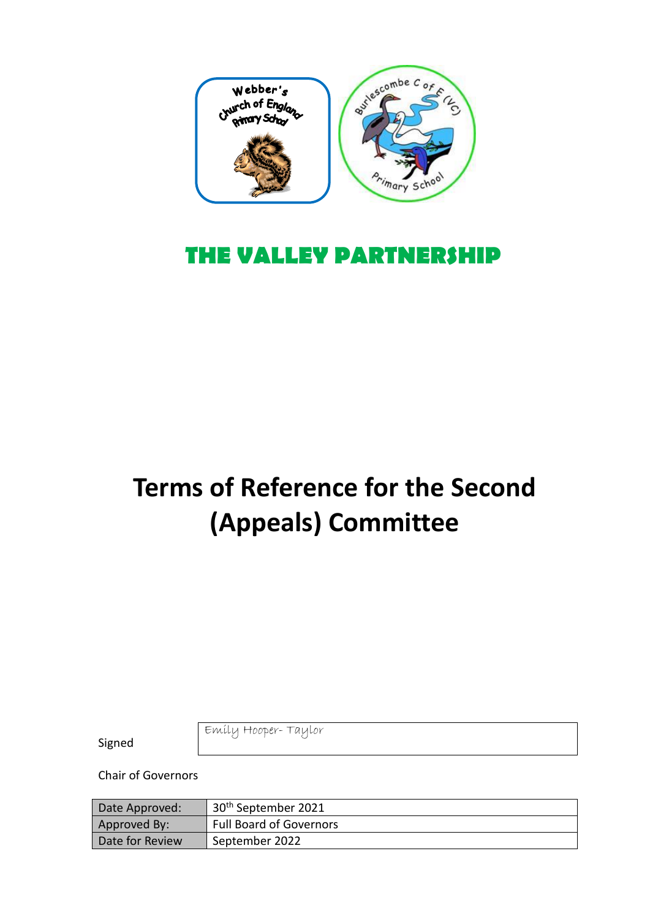# THE VALLEY PARTNERSHIP

# Terms of Reference for the Second (Appeals) Committee

Signed: Emily Hooper- Taylor

Chair of Governors

| Date Approved: | 30th September 2021 |
|---|---|
| Approved By: | Full Board of Governors |
| Date for Review | September 2022 |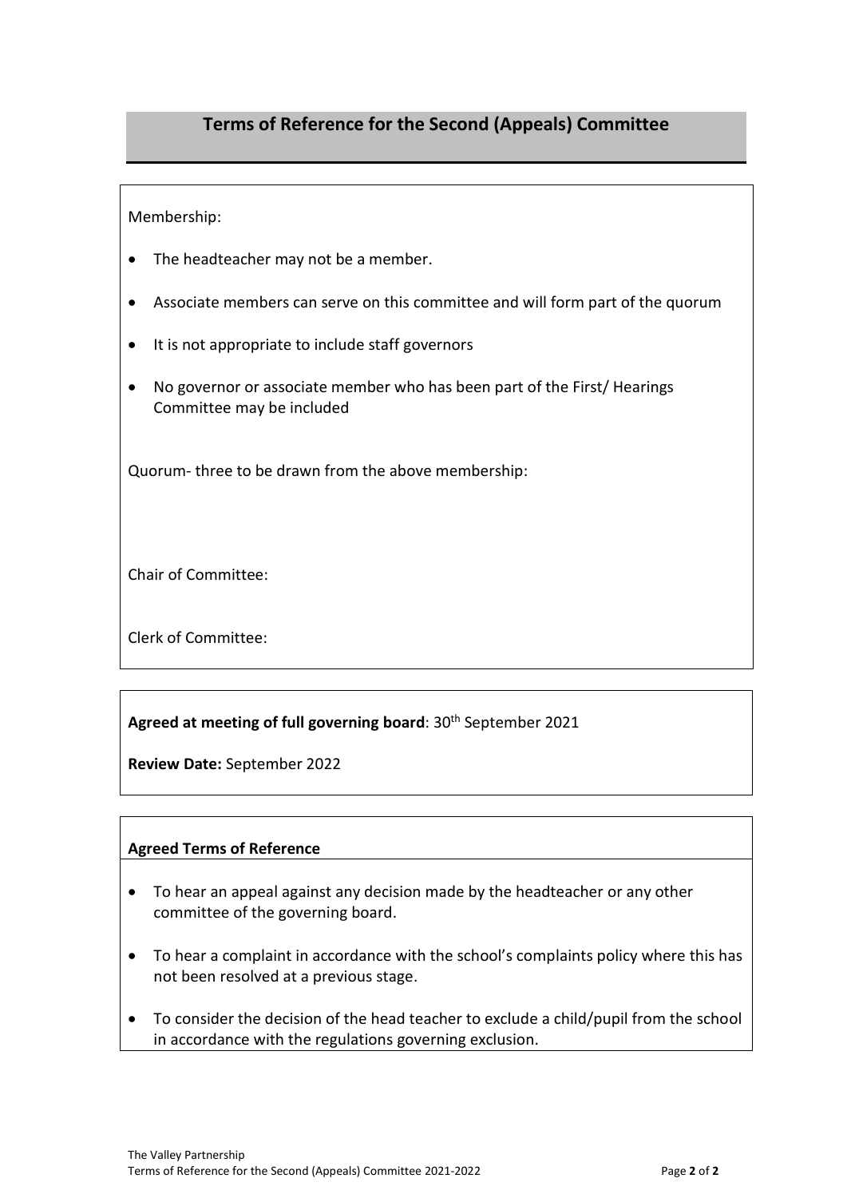# Terms of Reference for the Second (Appeals) Committee

Membership:

- The headteacher may not be a member.
- Associate members can serve on this committee and will form part of the quorum
- It is not appropriate to include staff governors
- No governor or associate member who has been part of the First/ Hearings Committee may be included

Quorum- three to be drawn from the above membership:

Chair of Committee:

Clerk of Committee:

**Agreed at meeting of full governing board**: 30th September 2021

**Review Date:** September 2022

**Agreed Terms of Reference**

- To hear an appeal against any decision made by the headteacher or any other committee of the governing board.
- To hear a complaint in accordance with the school's complaints policy where this has not been resolved at a previous stage.
- To consider the decision of the head teacher to exclude a child/pupil from the school in accordance with the regulations governing exclusion.